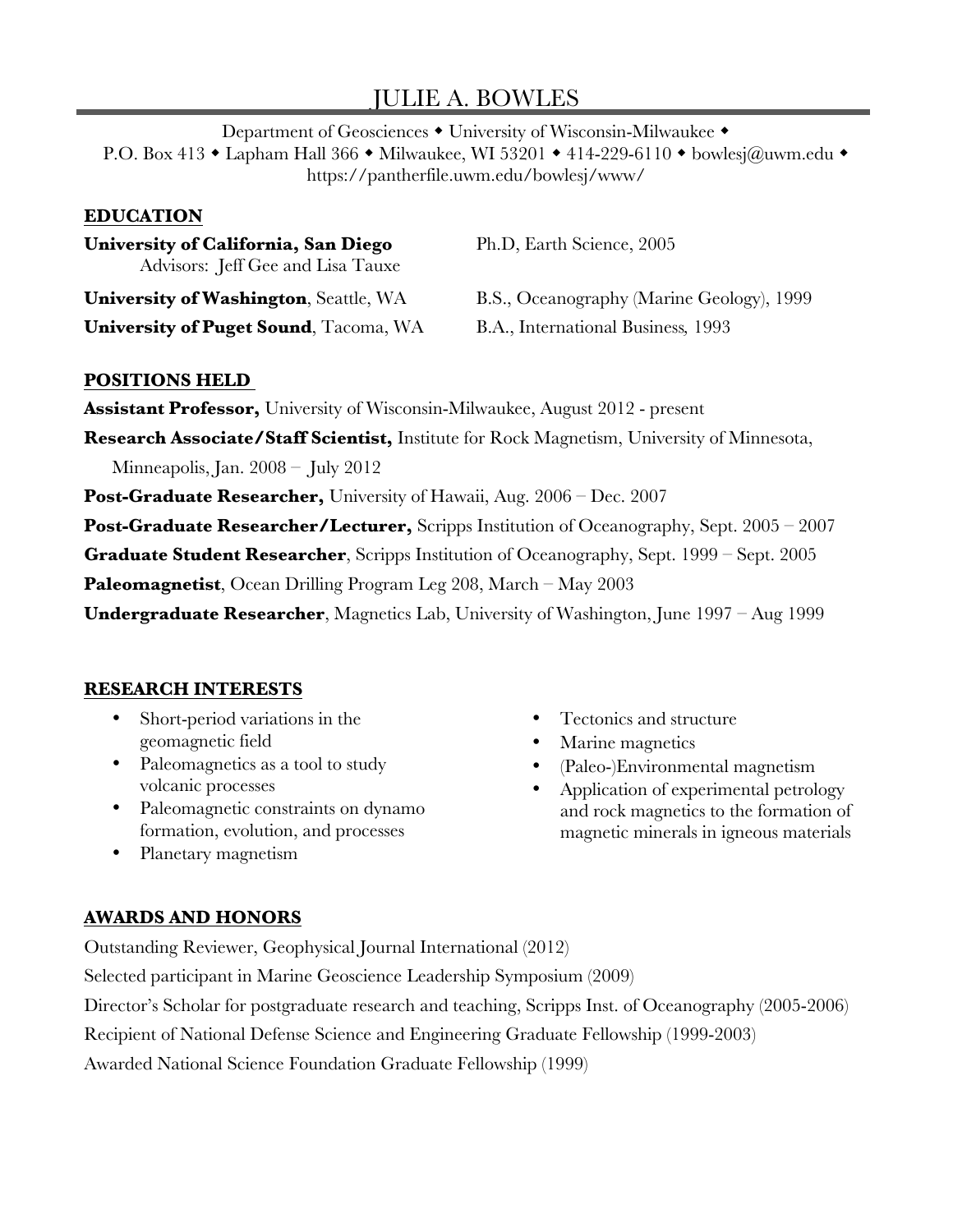# JULIE A. BOWLES

Department of Geosciences ◆ University of Wisconsin-Milwaukee ◆
P.O. Box 413 ◆ Lapham Hall 366 ◆ Milwaukee, WI 53201 ◆ 414-229-6110 ◆ bowlesj@uwm.edu ◆
https://pantherfile.uwm.edu/bowlesj/www/

## EDUCATION

**University of California, San Diego** — Ph.D, Earth Science, 2005
Advisors: Jeff Gee and Lisa Tauxe

**University of Washington**, Seattle, WA — B.S., Oceanography (Marine Geology), 1999

**University of Puget Sound**, Tacoma, WA — B.A., International Business, 1993

## POSITIONS HELD

**Assistant Professor,** University of Wisconsin-Milwaukee, August 2012 - present

**Research Associate/Staff Scientist,** Institute for Rock Magnetism, University of Minnesota, Minneapolis, Jan. 2008 – July 2012

**Post-Graduate Researcher,** University of Hawaii, Aug. 2006 – Dec. 2007

**Post-Graduate Researcher/Lecturer,** Scripps Institution of Oceanography, Sept. 2005 – 2007

**Graduate Student Researcher**, Scripps Institution of Oceanography, Sept. 1999 – Sept. 2005

**Paleomagnetist**, Ocean Drilling Program Leg 208, March – May 2003

**Undergraduate Researcher**, Magnetics Lab, University of Washington, June 1997 – Aug 1999

## RESEARCH INTERESTS

- Short-period variations in the geomagnetic field
- Paleomagnetics as a tool to study volcanic processes
- Paleomagnetic constraints on dynamo formation, evolution, and processes
- Planetary magnetism
- Tectonics and structure
- Marine magnetics
- (Paleo-)Environmental magnetism
- Application of experimental petrology and rock magnetics to the formation of magnetic minerals in igneous materials

## AWARDS AND HONORS

Outstanding Reviewer, Geophysical Journal International (2012)

Selected participant in Marine Geoscience Leadership Symposium (2009)

Director's Scholar for postgraduate research and teaching, Scripps Inst. of Oceanography (2005-2006)

Recipient of National Defense Science and Engineering Graduate Fellowship (1999-2003)

Awarded National Science Foundation Graduate Fellowship (1999)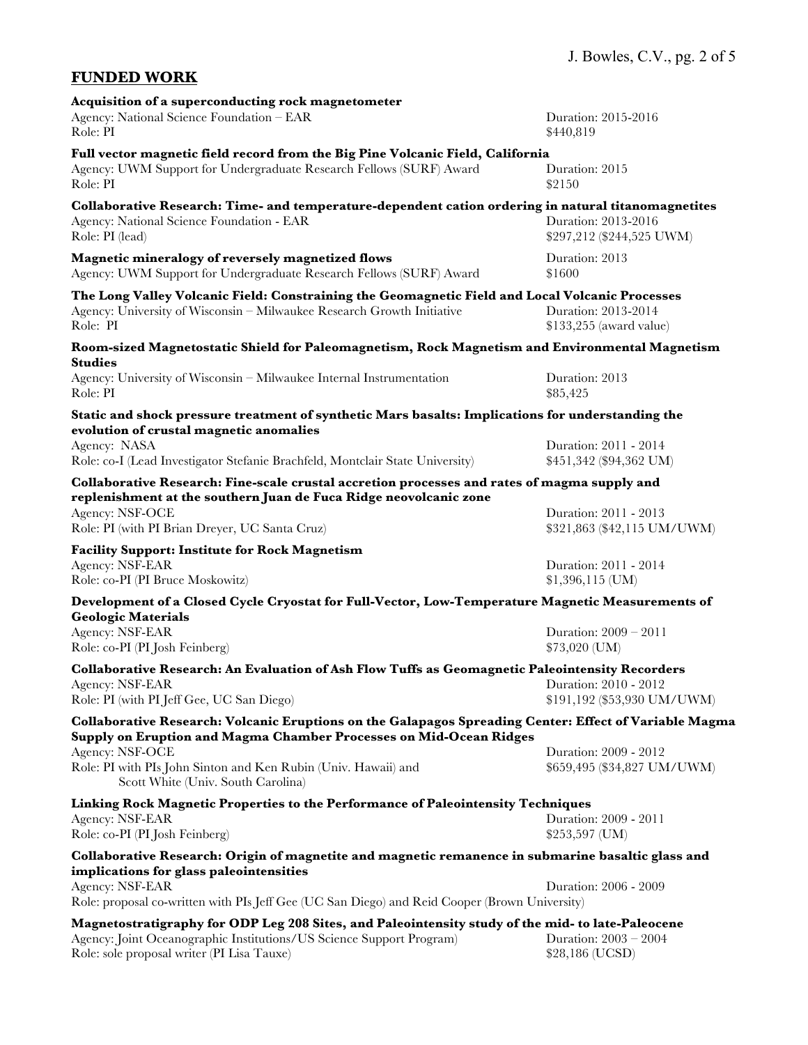## FUNDED WORK

**Acquisition of a superconducting rock magnetometer**
Agency: National Science Foundation – EAR — Duration: 2015-2016
Role: PI — $440,819

**Full vector magnetic field record from the Big Pine Volcanic Field, California**
Agency: UWM Support for Undergraduate Research Fellows (SURF) Award — Duration: 2015
Role: PI — $2150

**Collaborative Research: Time- and temperature-dependent cation ordering in natural titanomagnetites**
Agency: National Science Foundation - EAR — Duration: 2013-2016
Role: PI (lead) — $297,212 ($244,525 UWM)

**Magnetic mineralogy of reversely magnetized flows**
Agency: UWM Support for Undergraduate Research Fellows (SURF) Award — Duration: 2013
$1600

**The Long Valley Volcanic Field: Constraining the Geomagnetic Field and Local Volcanic Processes**
Agency: University of Wisconsin – Milwaukee Research Growth Initiative — Duration: 2013-2014
Role: PI — $133,255 (award value)

**Room-sized Magnetostatic Shield for Paleomagnetism, Rock Magnetism and Environmental Magnetism Studies**
Agency: University of Wisconsin – Milwaukee Internal Instrumentation — Duration: 2013
Role: PI — $85,425

**Static and shock pressure treatment of synthetic Mars basalts: Implications for understanding the evolution of crustal magnetic anomalies**
Agency: NASA — Duration: 2011 - 2014
Role: co-I (Lead Investigator Stefanie Brachfeld, Montclair State University) — $451,342 ($94,362 UM)

**Collaborative Research: Fine-scale crustal accretion processes and rates of magma supply and replenishment at the southern Juan de Fuca Ridge neovolcanic zone**
Agency: NSF-OCE — Duration: 2011 - 2013
Role: PI (with PI Brian Dreyer, UC Santa Cruz) — $321,863 ($42,115 UM/UWM)

**Facility Support: Institute for Rock Magnetism**
Agency: NSF-EAR — Duration: 2011 - 2014
Role: co-PI (PI Bruce Moskowitz) — $1,396,115 (UM)

**Development of a Closed Cycle Cryostat for Full-Vector, Low-Temperature Magnetic Measurements of Geologic Materials**
Agency: NSF-EAR — Duration: 2009 – 2011
Role: co-PI (PI Josh Feinberg) — $73,020 (UM)

**Collaborative Research: An Evaluation of Ash Flow Tuffs as Geomagnetic Paleointensity Recorders**
Agency: NSF-EAR — Duration: 2010 - 2012
Role: PI (with PI Jeff Gee, UC San Diego) — $191,192 ($53,930 UM/UWM)

**Collaborative Research: Volcanic Eruptions on the Galapagos Spreading Center: Effect of Variable Magma Supply on Eruption and Magma Chamber Processes on Mid-Ocean Ridges**
Agency: NSF-OCE — Duration: 2009 - 2012
Role: PI with PIs John Sinton and Ken Rubin (Univ. Hawaii) and Scott White (Univ. South Carolina) — $659,495 ($34,827 UM/UWM)

**Linking Rock Magnetic Properties to the Performance of Paleointensity Techniques**
Agency: NSF-EAR — Duration: 2009 - 2011
Role: co-PI (PI Josh Feinberg) — $253,597 (UM)

**Collaborative Research: Origin of magnetite and magnetic remanence in submarine basaltic glass and implications for glass paleointensities**
Agency: NSF-EAR — Duration: 2006 - 2009
Role: proposal co-written with PIs Jeff Gee (UC San Diego) and Reid Cooper (Brown University)

**Magnetostratigraphy for ODP Leg 208 Sites, and Paleointensity study of the mid- to late-Paleocene**
Agency: Joint Oceanographic Institutions/US Science Support Program) — Duration: 2003 – 2004
Role: sole proposal writer (PI Lisa Tauxe) — $28,186 (UCSD)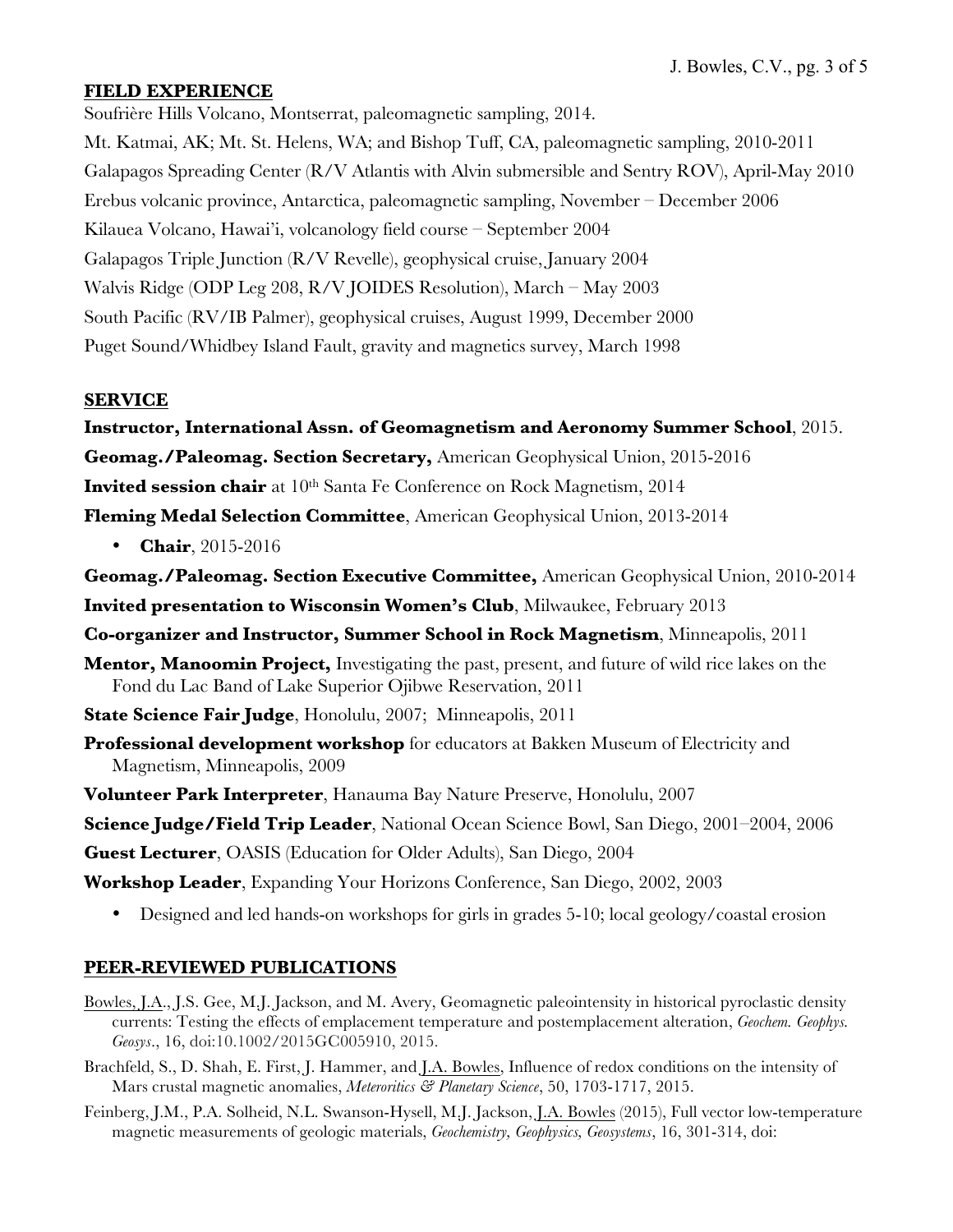## FIELD EXPERIENCE

Soufrière Hills Volcano, Montserrat, paleomagnetic sampling, 2014.

Mt. Katmai, AK; Mt. St. Helens, WA; and Bishop Tuff, CA, paleomagnetic sampling, 2010-2011

Galapagos Spreading Center (R/V Atlantis with Alvin submersible and Sentry ROV), April-May 2010

Erebus volcanic province, Antarctica, paleomagnetic sampling, November – December 2006

Kilauea Volcano, Hawai'i, volcanology field course – September 2004

Galapagos Triple Junction (R/V Revelle), geophysical cruise, January 2004

Walvis Ridge (ODP Leg 208, R/V JOIDES Resolution), March – May 2003

South Pacific (RV/IB Palmer), geophysical cruises, August 1999, December 2000

Puget Sound/Whidbey Island Fault, gravity and magnetics survey, March 1998

## SERVICE

**Instructor, International Assn. of Geomagnetism and Aeronomy Summer School**, 2015.

**Geomag./Paleomag. Section Secretary,** American Geophysical Union, 2015-2016

**Invited session chair** at 10th Santa Fe Conference on Rock Magnetism, 2014

**Fleming Medal Selection Committee**, American Geophysical Union, 2013-2014

- **Chair**, 2015-2016

**Geomag./Paleomag. Section Executive Committee,** American Geophysical Union, 2010-2014

**Invited presentation to Wisconsin Women's Club**, Milwaukee, February 2013

**Co-organizer and Instructor, Summer School in Rock Magnetism**, Minneapolis, 2011

**Mentor, Manoomin Project,** Investigating the past, present, and future of wild rice lakes on the Fond du Lac Band of Lake Superior Ojibwe Reservation, 2011

**State Science Fair Judge**, Honolulu, 2007; Minneapolis, 2011

**Professional development workshop** for educators at Bakken Museum of Electricity and Magnetism, Minneapolis, 2009

**Volunteer Park Interpreter**, Hanauma Bay Nature Preserve, Honolulu, 2007

**Science Judge/Field Trip Leader**, National Ocean Science Bowl, San Diego, 2001–2004, 2006

**Guest Lecturer**, OASIS (Education for Older Adults), San Diego, 2004

**Workshop Leader**, Expanding Your Horizons Conference, San Diego, 2002, 2003

- Designed and led hands-on workshops for girls in grades 5-10; local geology/coastal erosion

## PEER-REVIEWED PUBLICATIONS

<u>Bowles, J.A.</u>, J.S. Gee, M.J. Jackson, and M. Avery, Geomagnetic paleointensity in historical pyroclastic density currents: Testing the effects of emplacement temperature and postemplacement alteration, *Geochem. Geophys. Geosys.*, 16, doi:10.1002/2015GC005910, 2015.

Brachfeld, S., D. Shah, E. First, J. Hammer, and <u>J.A. Bowles</u>, Influence of redox conditions on the intensity of Mars crustal magnetic anomalies, *Meteoritics & Planetary Science*, 50, 1703-1717, 2015.

Feinberg, J.M., P.A. Solheid, N.L. Swanson-Hysell, M.J. Jackson, <u>J.A. Bowles</u> (2015), Full vector low-temperature magnetic measurements of geologic materials, *Geochemistry, Geophysics, Geosystems*, 16, 301-314, doi: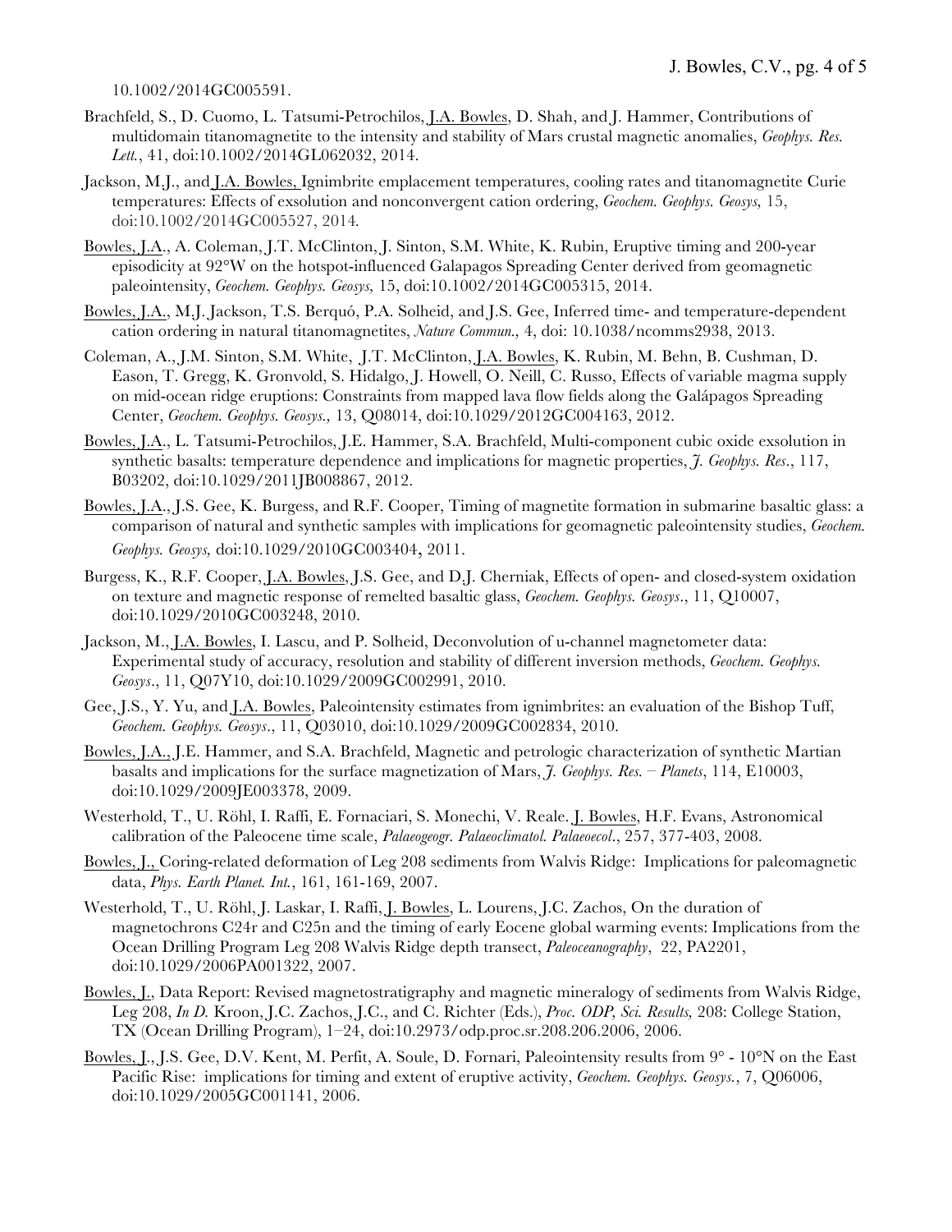10.1002/2014GC005591.

Brachfeld, S., D. Cuomo, L. Tatsumi-Petrochilos, J.A. Bowles, D. Shah, and J. Hammer, Contributions of multidomain titanomagnetite to the intensity and stability of Mars crustal magnetic anomalies, *Geophys. Res. Lett.*, 41, doi:10.1002/2014GL062032, 2014.

Jackson, M.J., and J.A. Bowles, Ignimbrite emplacement temperatures, cooling rates and titanomagnetite Curie temperatures: Effects of exsolution and nonconvergent cation ordering, *Geochem. Geophys. Geosys,* 15, doi:10.1002/2014GC005527, 2014.

Bowles, J.A., A. Coleman, J.T. McClinton, J. Sinton, S.M. White, K. Rubin, Eruptive timing and 200-year episodicity at 92°W on the hotspot-influenced Galapagos Spreading Center derived from geomagnetic paleointensity, *Geochem. Geophys. Geosys,* 15, doi:10.1002/2014GC005315, 2014.

Bowles, J.A., M.J. Jackson, T.S. Berquó, P.A. Solheid, and J.S. Gee, Inferred time- and temperature-dependent cation ordering in natural titanomagnetites, *Nature Commun.,* 4, doi: 10.1038/ncomms2938, 2013.

Coleman, A., J.M. Sinton, S.M. White, J.T. McClinton, J.A. Bowles, K. Rubin, M. Behn, B. Cushman, D. Eason, T. Gregg, K. Gronvold, S. Hidalgo, J. Howell, O. Neill, C. Russo, Effects of variable magma supply on mid-ocean ridge eruptions: Constraints from mapped lava flow fields along the Galápagos Spreading Center, *Geochem. Geophys. Geosys.,* 13, Q08014, doi:10.1029/2012GC004163, 2012.

Bowles, J.A., L. Tatsumi-Petrochilos, J.E. Hammer, S.A. Brachfeld, Multi-component cubic oxide exsolution in synthetic basalts: temperature dependence and implications for magnetic properties, *J. Geophys. Res*., 117, B03202, doi:10.1029/2011JB008867, 2012.

Bowles, J.A., J.S. Gee, K. Burgess, and R.F. Cooper, Timing of magnetite formation in submarine basaltic glass: a comparison of natural and synthetic samples with implications for geomagnetic paleointensity studies, *Geochem. Geophys. Geosys,* doi:10.1029/2010GC003404, 2011.

Burgess, K., R.F. Cooper, J.A. Bowles, J.S. Gee, and D.J. Cherniak, Effects of open- and closed-system oxidation on texture and magnetic response of remelted basaltic glass, *Geochem. Geophys. Geosys*., 11, Q10007, doi:10.1029/2010GC003248, 2010.

Jackson, M., J.A. Bowles, I. Lascu, and P. Solheid, Deconvolution of u-channel magnetometer data: Experimental study of accuracy, resolution and stability of different inversion methods, *Geochem. Geophys. Geosys*., 11, Q07Y10, doi:10.1029/2009GC002991, 2010.

Gee, J.S., Y. Yu, and J.A. Bowles, Paleointensity estimates from ignimbrites: an evaluation of the Bishop Tuff, *Geochem. Geophys. Geosys*., 11, Q03010, doi:10.1029/2009GC002834, 2010.

Bowles, J.A., J.E. Hammer, and S.A. Brachfeld, Magnetic and petrologic characterization of synthetic Martian basalts and implications for the surface magnetization of Mars, *J. Geophys. Res. – Planets*, 114, E10003, doi:10.1029/2009JE003378, 2009.

Westerhold, T., U. Röhl, I. Raffi, E. Fornaciari, S. Monechi, V. Reale. J. Bowles, H.F. Evans, Astronomical calibration of the Paleocene time scale, *Palaeogeogr. Palaeoclimatol. Palaeoecol*., 257, 377-403, 2008.

Bowles, J., Coring-related deformation of Leg 208 sediments from Walvis Ridge: Implications for paleomagnetic data, *Phys. Earth Planet. Int.*, 161, 161-169, 2007.

Westerhold, T., U. Röhl, J. Laskar, I. Raffi, J. Bowles, L. Lourens, J.C. Zachos, On the duration of magnetochrons C24r and C25n and the timing of early Eocene global warming events: Implications from the Ocean Drilling Program Leg 208 Walvis Ridge depth transect, *Paleoceanography*, 22, PA2201, doi:10.1029/2006PA001322, 2007.

Bowles, J., Data Report: Revised magnetostratigraphy and magnetic mineralogy of sediments from Walvis Ridge, Leg 208, *In D.* Kroon, J.C. Zachos, J.C., and C. Richter (Eds.), *Proc. ODP, Sci. Results,* 208: College Station, TX (Ocean Drilling Program), 1–24, doi:10.2973/odp.proc.sr.208.206.2006, 2006.

Bowles, J., J.S. Gee, D.V. Kent, M. Perfit, A. Soule, D. Fornari, Paleointensity results from 9° - 10°N on the East Pacific Rise: implications for timing and extent of eruptive activity, *Geochem. Geophys. Geosys.*, 7, Q06006, doi:10.1029/2005GC001141, 2006.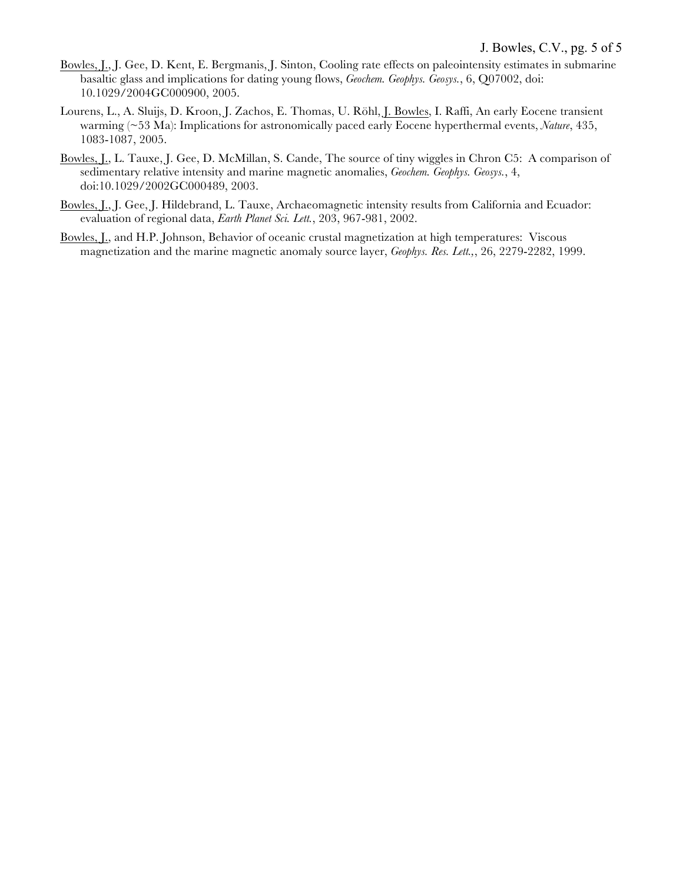<u>Bowles, J.</u>, J. Gee, D. Kent, E. Bergmanis, J. Sinton, Cooling rate effects on paleointensity estimates in submarine basaltic glass and implications for dating young flows, *Geochem. Geophys. Geosys.*, 6, Q07002, doi: 10.1029/2004GC000900, 2005.

Lourens, L., A. Sluijs, D. Kroon, J. Zachos, E. Thomas, U. Röhl, <u>J. Bowles</u>, I. Raffi, An early Eocene transient warming (~53 Ma): Implications for astronomically paced early Eocene hyperthermal events, *Nature*, 435, 1083-1087, 2005.

<u>Bowles, J.</u>, L. Tauxe, J. Gee, D. McMillan, S. Cande, The source of tiny wiggles in Chron C5: A comparison of sedimentary relative intensity and marine magnetic anomalies, *Geochem. Geophys. Geosys.*, 4, doi:10.1029/2002GC000489, 2003.

<u>Bowles, J.</u>, J. Gee, J. Hildebrand, L. Tauxe, Archaeomagnetic intensity results from California and Ecuador: evaluation of regional data, *Earth Planet Sci. Lett.*, 203, 967-981, 2002.

<u>Bowles, J.</u>, and H.P. Johnson, Behavior of oceanic crustal magnetization at high temperatures: Viscous magnetization and the marine magnetic anomaly source layer, *Geophys. Res. Lett.*,, 26, 2279-2282, 1999.